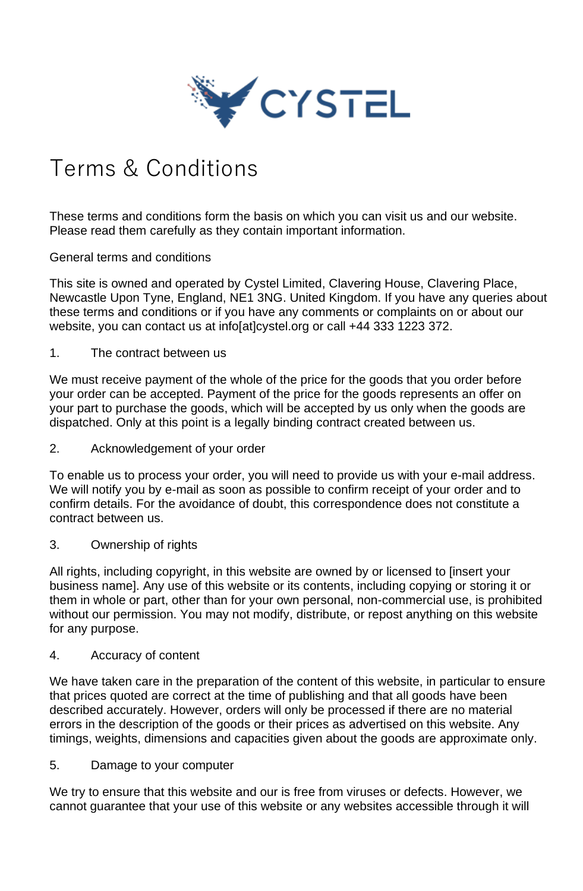# Terms & Conditions

These terms and conditions form the basis on which you can visit us and our website. Please read them carefully as they contain important information.

General terms and conditions

This site is owned and operated by Cystel Limited, Clavering House, Clavering Place, Newcastle Upon Tyne, England, NE1 3NG. United Kingdom. If you have any queries about these terms and conditions or if you have any comments or complaints on or about our website, you can contact us at info[at]cystel.org or call +44 333 1223 372.

1. The contract between us

We must receive payment of the whole of the price for the goods that you order before your order can be accepted. Payment of the price for the goods represents an offer on your part to purchase the goods, which will be accepted by us only when the goods are dispatched. Only at this point is a legally binding contract created between us.

2. Acknowledgement of your order

To enable us to process your order, you will need to provide us with your e-mail address. We will notify you by e-mail as soon as possible to confirm receipt of your order and to confirm details. For the avoidance of doubt, this correspondence does not constitute a contract between us.

3. Ownership of rights

All rights, including copyright, in this website are owned by or licensed to [insert your business name]. Any use of this website or its contents, including copying or storing it or them in whole or part, other than for your own personal, non-commercial use, is prohibited without our permission. You may not modify, distribute, or repost anything on this website for any purpose.

4. Accuracy of content

We have taken care in the preparation of the content of this website, in particular to ensure that prices quoted are correct at the time of publishing and that all goods have been described accurately. However, orders will only be processed if there are no material errors in the description of the goods or their prices as advertised on this website. Any timings, weights, dimensions and capacities given about the goods are approximate only.

5. Damage to your computer

We try to ensure that this website and our is free from viruses or defects. However, we cannot guarantee that your use of this website or any websites accessible through it will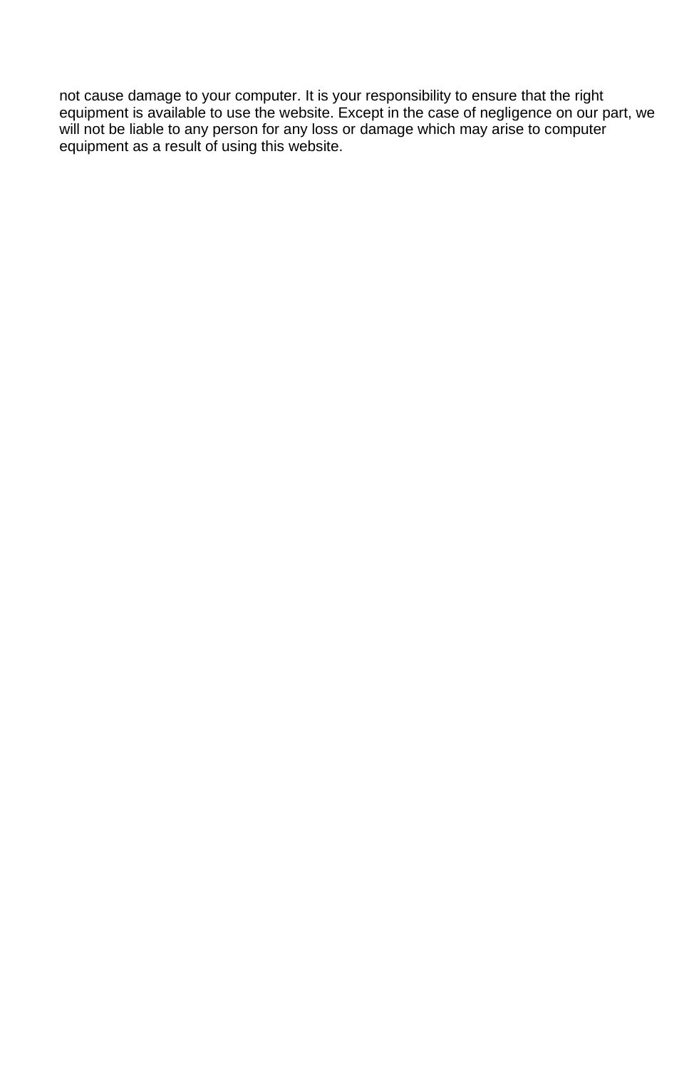not cause damage to your computer. It is your responsibility to ensure that the right equipment is available to use the website. Except in the case of negligence on our part, we will not be liable to any person for any loss or damage which may arise to computer equipment as a result of using this website.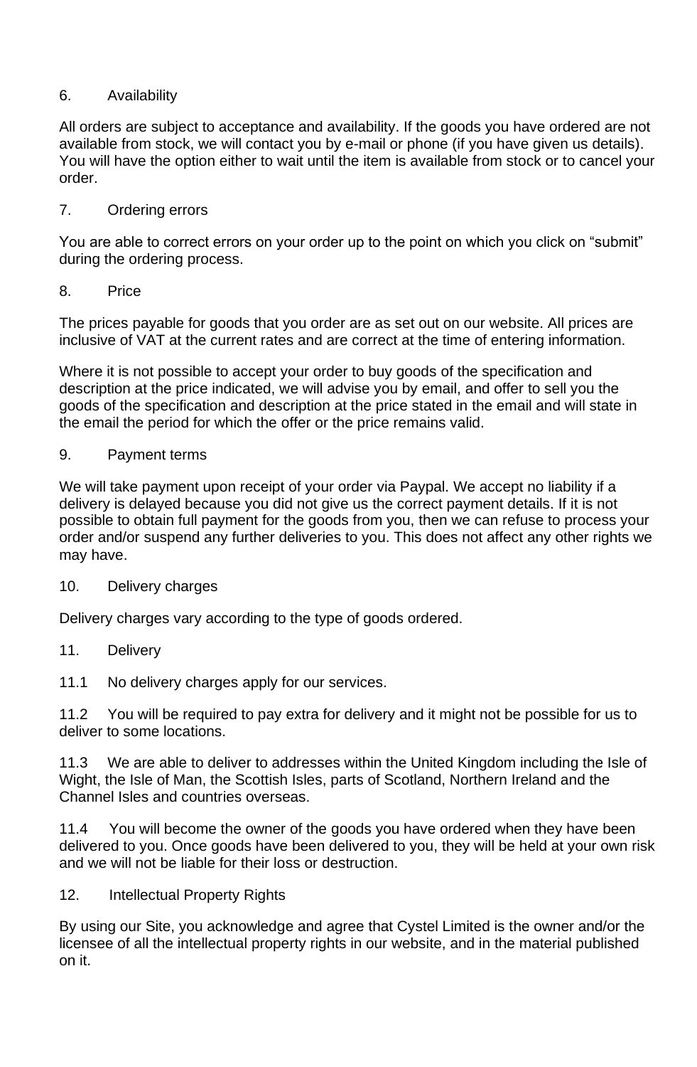## 6. Availability

All orders are subject to acceptance and availability. If the goods you have ordered are not available from stock, we will contact you by e-mail or phone (if you have given us details). You will have the option either to wait until the item is available from stock or to cancel your order.

## 7. Ordering errors

You are able to correct errors on your order up to the point on which you click on "submit" during the ordering process.

## 8. Price

The prices payable for goods that you order are as set out on our website. All prices are inclusive of VAT at the current rates and are correct at the time of entering information.

Where it is not possible to accept your order to buy goods of the specification and description at the price indicated, we will advise you by email, and offer to sell you the goods of the specification and description at the price stated in the email and will state in the email the period for which the offer or the price remains valid.

## 9. Payment terms

We will take payment upon receipt of your order via Paypal. We accept no liability if a delivery is delayed because you did not give us the correct payment details. If it is not possible to obtain full payment for the goods from you, then we can refuse to process your order and/or suspend any further deliveries to you. This does not affect any other rights we may have.

## 10. Delivery charges

Delivery charges vary according to the type of goods ordered.

## 11. Delivery

11.1 No delivery charges apply for our services.

11.2 You will be required to pay extra for delivery and it might not be possible for us to deliver to some locations.

11.3 We are able to deliver to addresses within the United Kingdom including the Isle of Wight, the Isle of Man, the Scottish Isles, parts of Scotland, Northern Ireland and the Channel Isles and countries overseas.

11.4 You will become the owner of the goods you have ordered when they have been delivered to you. Once goods have been delivered to you, they will be held at your own risk and we will not be liable for their loss or destruction.

## 12. Intellectual Property Rights

By using our Site, you acknowledge and agree that Cystel Limited is the owner and/or the licensee of all the intellectual property rights in our website, and in the material published on it.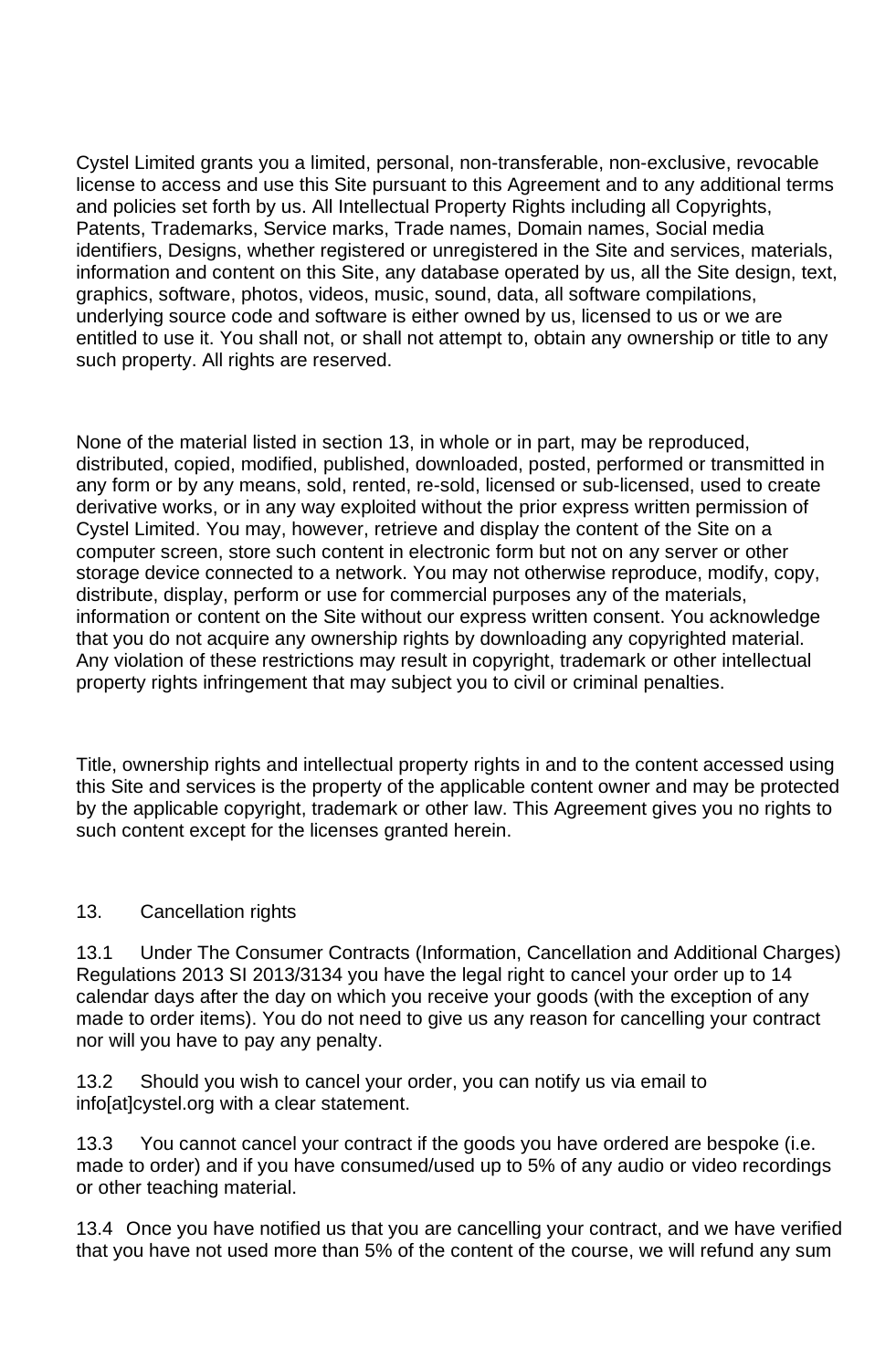Cystel Limited grants you a limited, personal, non-transferable, non-exclusive, revocable license to access and use this Site pursuant to this Agreement and to any additional terms and policies set forth by us. All Intellectual Property Rights including all Copyrights, Patents, Trademarks, Service marks, Trade names, Domain names, Social media identifiers, Designs, whether registered or unregistered in the Site and services, materials, information and content on this Site, any database operated by us, all the Site design, text, graphics, software, photos, videos, music, sound, data, all software compilations, underlying source code and software is either owned by us, licensed to us or we are entitled to use it. You shall not, or shall not attempt to, obtain any ownership or title to any such property. All rights are reserved.

None of the material listed in section 13, in whole or in part, may be reproduced, distributed, copied, modified, published, downloaded, posted, performed or transmitted in any form or by any means, sold, rented, re-sold, licensed or sub-licensed, used to create derivative works, or in any way exploited without the prior express written permission of Cystel Limited. You may, however, retrieve and display the content of the Site on a computer screen, store such content in electronic form but not on any server or other storage device connected to a network. You may not otherwise reproduce, modify, copy, distribute, display, perform or use for commercial purposes any of the materials, information or content on the Site without our express written consent. You acknowledge that you do not acquire any ownership rights by downloading any copyrighted material. Any violation of these restrictions may result in copyright, trademark or other intellectual property rights infringement that may subject you to civil or criminal penalties.

Title, ownership rights and intellectual property rights in and to the content accessed using this Site and services is the property of the applicable content owner and may be protected by the applicable copyright, trademark or other law. This Agreement gives you no rights to such content except for the licenses granted herein.

## 13. Cancellation rights

13.1 Under The Consumer Contracts (Information, Cancellation and Additional Charges) Regulations 2013 SI 2013/3134 you have the legal right to cancel your order up to 14 calendar days after the day on which you receive your goods (with the exception of any made to order items). You do not need to give us any reason for cancelling your contract nor will you have to pay any penalty.

13.2 Should you wish to cancel your order, you can notify us via email to info[at]cystel.org with a clear statement.

13.3 You cannot cancel your contract if the goods you have ordered are bespoke (i.e. made to order) and if you have consumed/used up to 5% of any audio or video recordings or other teaching material.

13.4 Once you have notified us that you are cancelling your contract, and we have verified that you have not used more than 5% of the content of the course, we will refund any sum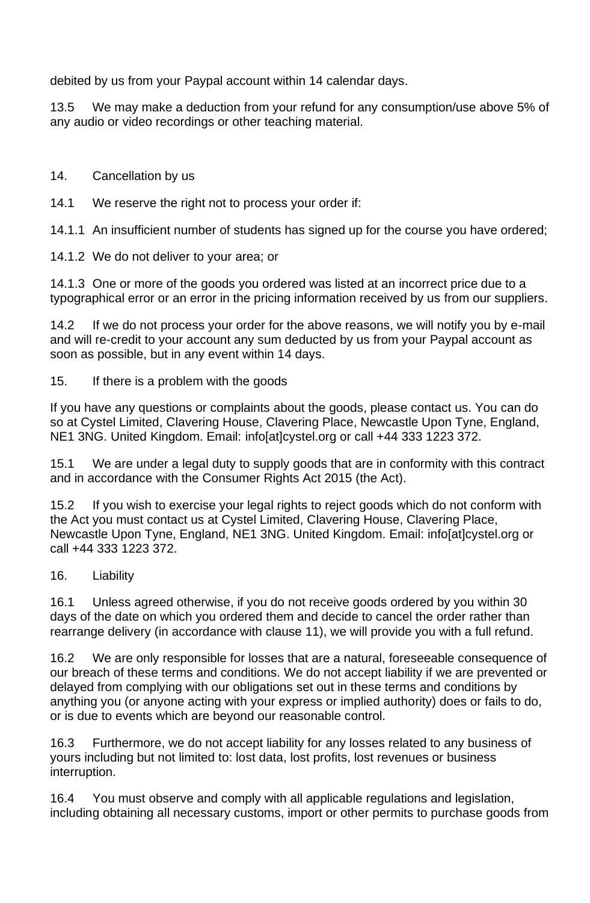debited by us from your Paypal account within 14 calendar days.

13.5 We may make a deduction from your refund for any consumption/use above 5% of any audio or video recordings or other teaching material.

14. Cancellation by us

14.1 We reserve the right not to process your order if:

14.1.1 An insufficient number of students has signed up for the course you have ordered;

14.1.2 We do not deliver to your area; or

14.1.3 One or more of the goods you ordered was listed at an incorrect price due to a typographical error or an error in the pricing information received by us from our suppliers.

14.2 If we do not process your order for the above reasons, we will notify you by e-mail and will re-credit to your account any sum deducted by us from your Paypal account as soon as possible, but in any event within 14 days.

15. If there is a problem with the goods

If you have any questions or complaints about the goods, please contact us. You can do so at Cystel Limited, Clavering House, Clavering Place, Newcastle Upon Tyne, England, NE1 3NG. United Kingdom. Email: info[at]cystel.org or call +44 333 1223 372.

15.1 We are under a legal duty to supply goods that are in conformity with this contract and in accordance with the Consumer Rights Act 2015 (the Act).

15.2 If you wish to exercise your legal rights to reject goods which do not conform with the Act you must contact us at Cystel Limited, Clavering House, Clavering Place, Newcastle Upon Tyne, England, NE1 3NG. United Kingdom. Email: info[at]cystel.org or call +44 333 1223 372.

16. Liability

16.1 Unless agreed otherwise, if you do not receive goods ordered by you within 30 days of the date on which you ordered them and decide to cancel the order rather than rearrange delivery (in accordance with clause 11), we will provide you with a full refund.

16.2 We are only responsible for losses that are a natural, foreseeable consequence of our breach of these terms and conditions. We do not accept liability if we are prevented or delayed from complying with our obligations set out in these terms and conditions by anything you (or anyone acting with your express or implied authority) does or fails to do, or is due to events which are beyond our reasonable control.

16.3 Furthermore, we do not accept liability for any losses related to any business of yours including but not limited to: lost data, lost profits, lost revenues or business interruption.

16.4 You must observe and comply with all applicable regulations and legislation, including obtaining all necessary customs, import or other permits to purchase goods from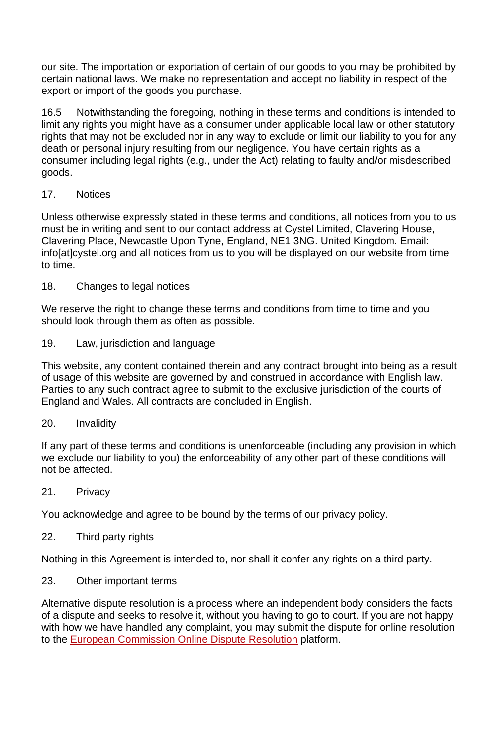our site. The importation or exportation of certain of our goods to you may be prohibited by certain national laws. We make no representation and accept no liability in respect of the export or import of the goods you purchase.

16.5 Notwithstanding the foregoing, nothing in these terms and conditions is intended to limit any rights you might have as a consumer under applicable local law or other statutory rights that may not be excluded nor in any way to exclude or limit our liability to you for any death or personal injury resulting from our negligence. You have certain rights as a consumer including legal rights (e.g., under the Act) relating to faulty and/or misdescribed goods.

## 17. Notices

Unless otherwise expressly stated in these terms and conditions, all notices from you to us must be in writing and sent to our contact address at Cystel Limited, Clavering House, Clavering Place, Newcastle Upon Tyne, England, NE1 3NG. United Kingdom. Email: info[at]cystel.org and all notices from us to you will be displayed on our website from time to time.

## 18. Changes to legal notices

We reserve the right to change these terms and conditions from time to time and you should look through them as often as possible.

## 19. Law, jurisdiction and language

This website, any content contained therein and any contract brought into being as a result of usage of this website are governed by and construed in accordance with English law. Parties to any such contract agree to submit to the exclusive jurisdiction of the courts of England and Wales. All contracts are concluded in English.

## 20. Invalidity

If any part of these terms and conditions is unenforceable (including any provision in which we exclude our liability to you) the enforceability of any other part of these conditions will not be affected.

## 21. Privacy

You acknowledge and agree to be bound by the terms of our privacy policy.

## 22. Third party rights

Nothing in this Agreement is intended to, nor shall it confer any rights on a third party.

## 23. Other important terms

Alternative dispute resolution is a process where an independent body considers the facts of a dispute and seeks to resolve it, without you having to go to court. If you are not happy with how we have handled any complaint, you may submit the dispute for online resolution to the European Commission Online Dispute Resolution platform.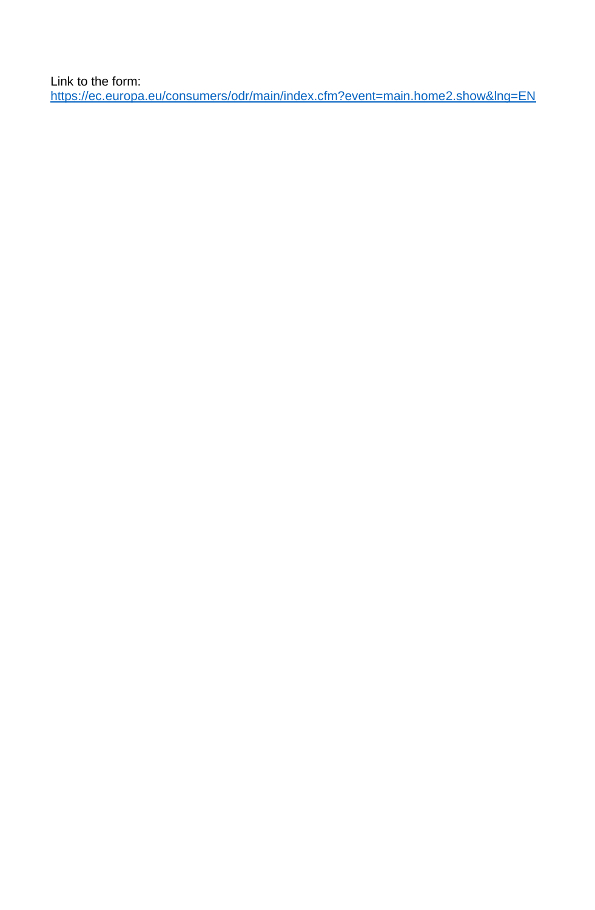Link to the form:
https://ec.europa.eu/consumers/odr/main/index.cfm?event=main.home2.show&lng=EN